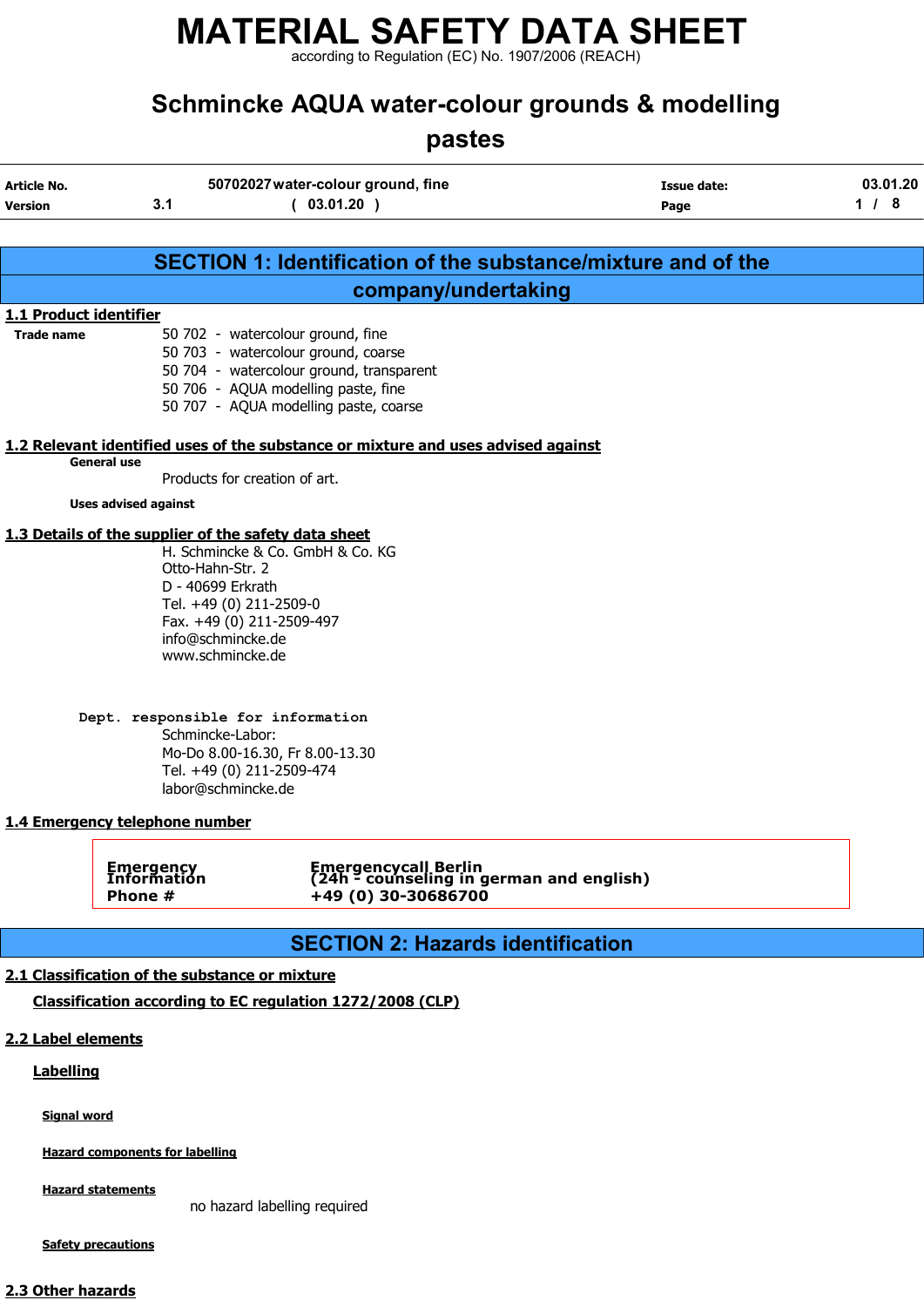# MATERIAL SAFETY DATA SHEET

according to Regulation (EC) No. 1907/2006 (REACH)

## Schmincke AQUA water-colour grounds & modelling pastes

| | | | | |
|---|---|---|---|---|
| **Article No.** | | 50702027 water-colour ground, fine | **Issue date:** | 03.01.20 |
| **Version** | 3.1 | ( 03.01.20 ) | | |

## SECTION 1: Identification of the substance/mixture and of the company/undertaking

### 1.1 Product identifier

**Trade name**

50 702 - watercolour ground, fine
50 703 - watercolour ground, coarse
50 704 - watercolour ground, transparent
50 706 - AQUA modelling paste, fine
50 707 - AQUA modelling paste, coarse

### 1.2 Relevant identified uses of the substance or mixture and uses advised against

**General use**

Products for creation of art.

**Uses advised against**

### 1.3 Details of the supplier of the safety data sheet

H. Schmincke & Co. GmbH & Co. KG
Otto-Hahn-Str. 2
D - 40699 Erkrath
Tel. +49 (0) 211-2509-0
Fax. +49 (0) 211-2509-497
info@schmincke.de
www.schmincke.de

**Dept. responsible for information**

Schmincke-Labor:
Mo-Do 8.00-16.30, Fr 8.00-13.30
Tel. +49 (0) 211-2509-474
labor@schmincke.de

### 1.4 Emergency telephone number

| | |
|---|---|
| **Emergency Information Phone #** | **Emergencycall Berlin (24h - counseling in german and english) +49 (0) 30-30686700** |

## SECTION 2: Hazards identification

### 2.1 Classification of the substance or mixture

**Classification according to EC regulation 1272/2008 (CLP)**

### 2.2 Label elements

**Labelling**

**Signal word**

**Hazard components for labelling**

**Hazard statements**

no hazard labelling required

**Safety precautions**

### 2.3 Other hazards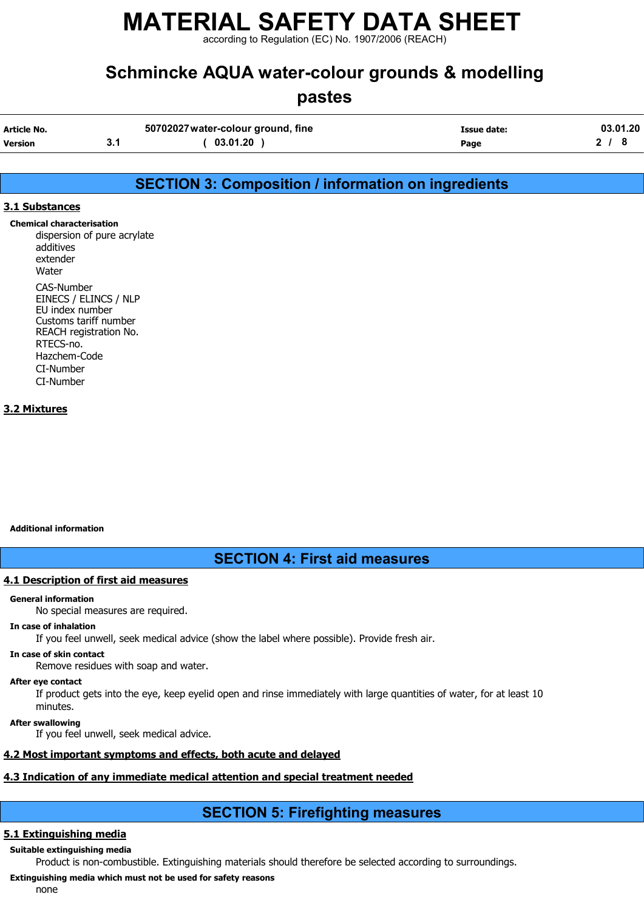## SECTION 3: Composition / information on ingredients

### 3.1 Substances

**Chemical characterisation**

dispersion of pure acrylate
additives
extender
Water

CAS-Number
EINECS / ELINCS / NLP
EU index number
Customs tariff number
REACH registration No.
RTECS-no.
Hazchem-Code
CI-Number
CI-Number

### 3.2 Mixtures

**Additional information**

## SECTION 4: First aid measures

### 4.1 Description of first aid measures

**General information**

No special measures are required.

**In case of inhalation**

If you feel unwell, seek medical advice (show the label where possible). Provide fresh air.

**In case of skin contact**

Remove residues with soap and water.

**After eye contact**

If product gets into the eye, keep eyelid open and rinse immediately with large quantities of water, for at least 10 minutes.

**After swallowing**

If you feel unwell, seek medical advice.

### 4.2 Most important symptoms and effects, both acute and delayed

### 4.3 Indication of any immediate medical attention and special treatment needed

## SECTION 5: Firefighting measures

### 5.1 Extinguishing media

**Suitable extinguishing media**

Product is non-combustible. Extinguishing materials should therefore be selected according to surroundings.

**Extinguishing media which must not be used for safety reasons**

none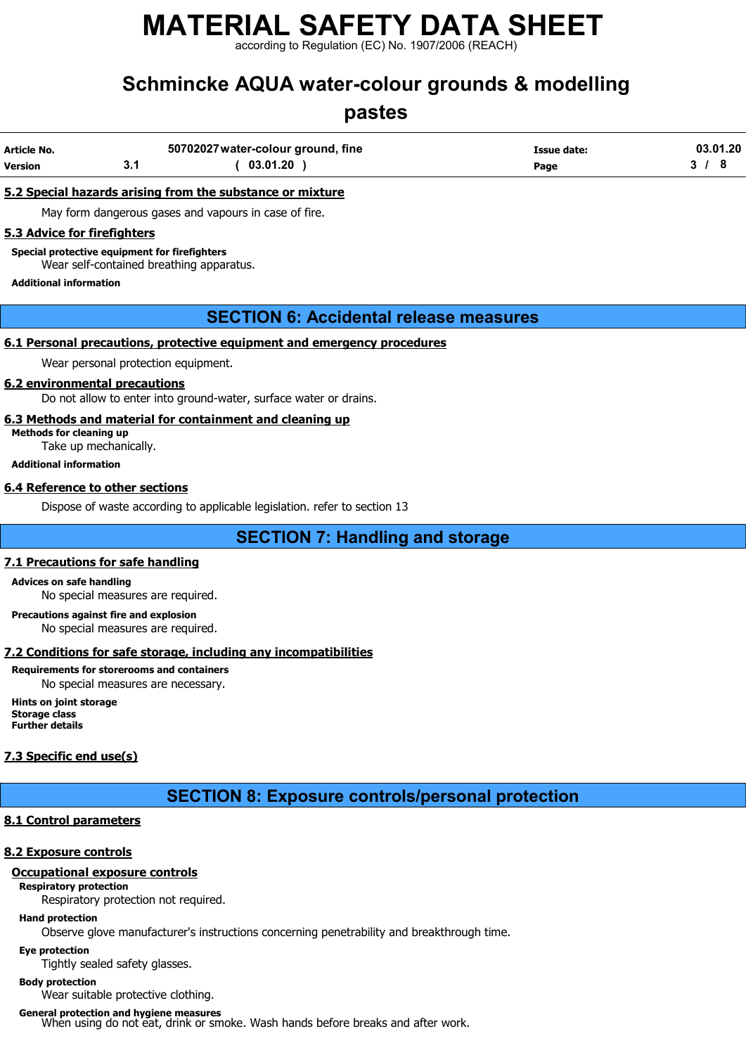### 5.2 Special hazards arising from the substance or mixture

May form dangerous gases and vapours in case of fire.

### 5.3 Advice for firefighters

**Special protective equipment for firefighters**

Wear self-contained breathing apparatus.

**Additional information**

## SECTION 6: Accidental release measures

### 6.1 Personal precautions, protective equipment and emergency procedures

Wear personal protection equipment.

### 6.2 environmental precautions

Do not allow to enter into ground-water, surface water or drains.

### 6.3 Methods and material for containment and cleaning up

**Methods for cleaning up**

Take up mechanically.

**Additional information**

### 6.4 Reference to other sections

Dispose of waste according to applicable legislation. refer to section 13

## SECTION 7: Handling and storage

### 7.1 Precautions for safe handling

**Advices on safe handling**

No special measures are required.

**Precautions against fire and explosion**

No special measures are required.

### 7.2 Conditions for safe storage, including any incompatibilities

**Requirements for storerooms and containers**

No special measures are necessary.

**Hints on joint storage**

**Storage class**

**Further details**

### 7.3 Specific end use(s)

## SECTION 8: Exposure controls/personal protection

### 8.1 Control parameters

### 8.2 Exposure controls

#### Occupational exposure controls

**Respiratory protection**

Respiratory protection not required.

**Hand protection**

Observe glove manufacturer's instructions concerning penetrability and breakthrough time.

**Eye protection**

Tightly sealed safety glasses.

**Body protection**

Wear suitable protective clothing.

**General protection and hygiene measures**

When using do not eat, drink or smoke. Wash hands before breaks and after work.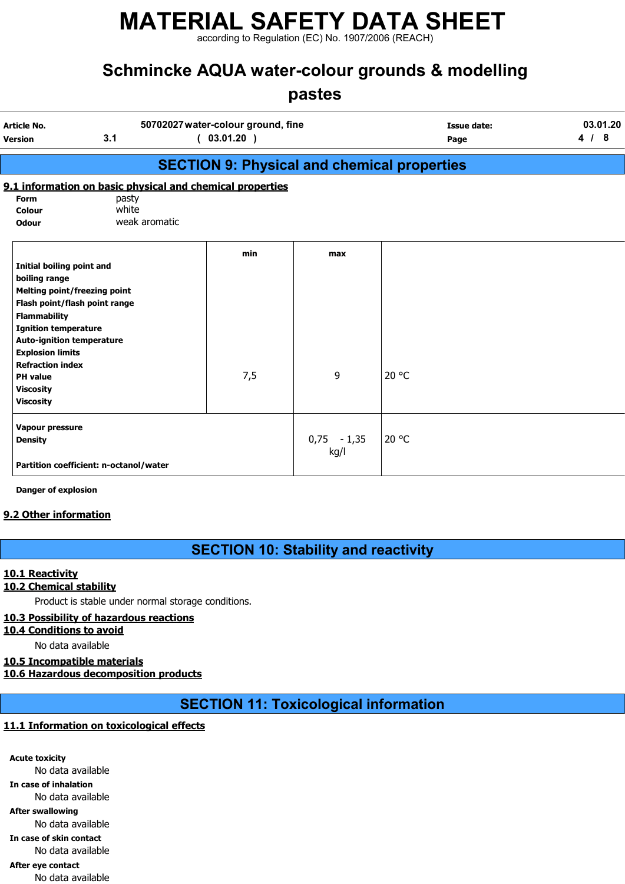# MATERIAL SAFETY DATA SHEET

according to Regulation (EC) No. 1907/2006 (REACH)

## Schmincke AQUA water-colour grounds & modelling pastes

| | | | | |
|---|---|---|---|---|
| **Article No.** | | 50702027 water-colour ground, fine | **Issue date:** | 03.01.20 |
| **Version** | 3.1 | ( 03.01.20 ) | | |

## SECTION 9: Physical and chemical properties

### 9.1 information on basic physical and chemical properties

**Form** pasty
**Colour** white
**Odour** weak aromatic

| | min | max | |
|---|---|---|---|
| **Initial boiling point and boiling range** | | | |
| **Melting point/freezing point** | | | |
| **Flash point/flash point range** | | | |
| **Flammability** | | | |
| **Ignition temperature** | | | |
| **Auto-ignition temperature** | | | |
| **Explosion limits** | | | |
| **Refraction index** | | | |
| **PH value** | 7,5 | 9 | 20 °C |
| **Viscosity** | | | |
| **Viscosity** | | | |
| **Vapour pressure** | | | |
| **Density** | | 0,75 - 1,35 kg/l | 20 °C |
| **Partition coefficient: n-octanol/water** | | | |

**Danger of explosion**

### 9.2 Other information

## SECTION 10: Stability and reactivity

### 10.1 Reactivity

### 10.2 Chemical stability

Product is stable under normal storage conditions.

### 10.3 Possibility of hazardous reactions

### 10.4 Conditions to avoid

No data available

### 10.5 Incompatible materials

### 10.6 Hazardous decomposition products

## SECTION 11: Toxicological information

### 11.1 Information on toxicological effects

**Acute toxicity**
No data available

**In case of inhalation**
No data available

**After swallowing**
No data available

**In case of skin contact**
No data available

**After eye contact**
No data available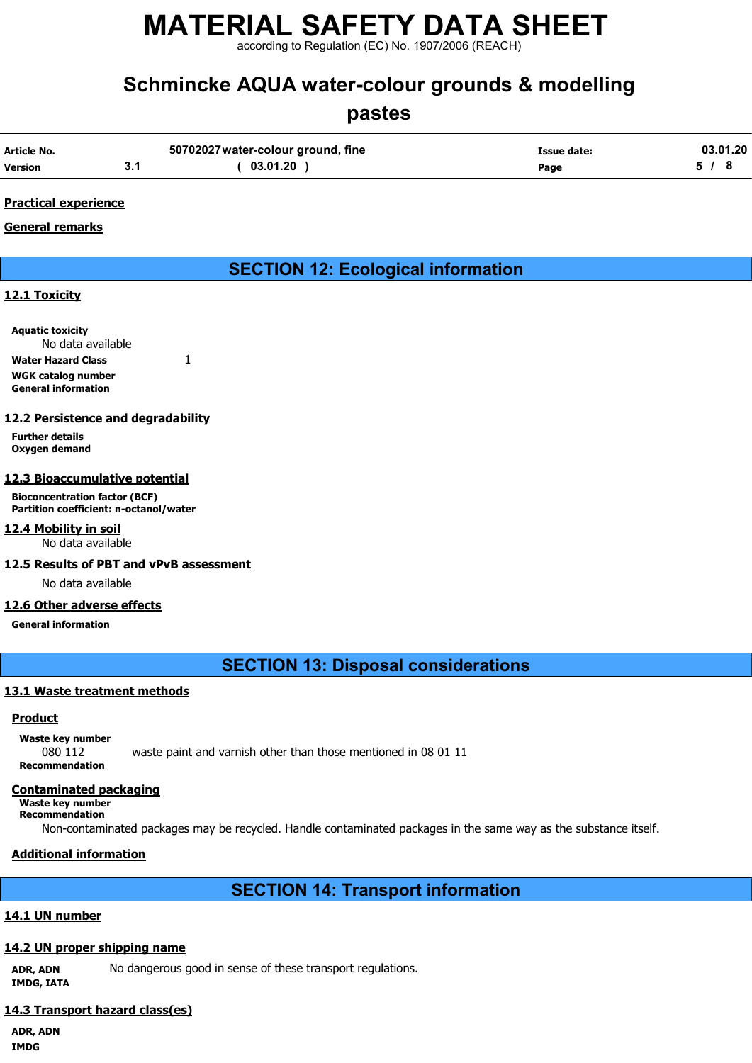**Practical experience**

**General remarks**

## SECTION 12: Ecological information

### 12.1 Toxicity

**Aquatic toxicity**
No data available

**Water Hazard Class** 1

**WGK catalog number**

**General information**

### 12.2 Persistence and degradability

**Further details**

**Oxygen demand**

### 12.3 Bioaccumulative potential

**Bioconcentration factor (BCF)**

**Partition coefficient: n-octanol/water**

### 12.4 Mobility in soil

No data available

### 12.5 Results of PBT and vPvB assessment

No data available

### 12.6 Other adverse effects

**General information**

## SECTION 13: Disposal considerations

### 13.1 Waste treatment methods

**Product**

**Waste key number**
080 112 waste paint and varnish other than those mentioned in 08 01 11

**Recommendation**

**Contaminated packaging**

**Waste key number**

**Recommendation**
Non-contaminated packages may be recycled. Handle contaminated packages in the same way as the substance itself.

**Additional information**

## SECTION 14: Transport information

### 14.1 UN number

### 14.2 UN proper shipping name

**ADR, ADN** No dangerous good in sense of these transport regulations.
**IMDG, IATA**

### 14.3 Transport hazard class(es)

**ADR, ADN**

**IMDG**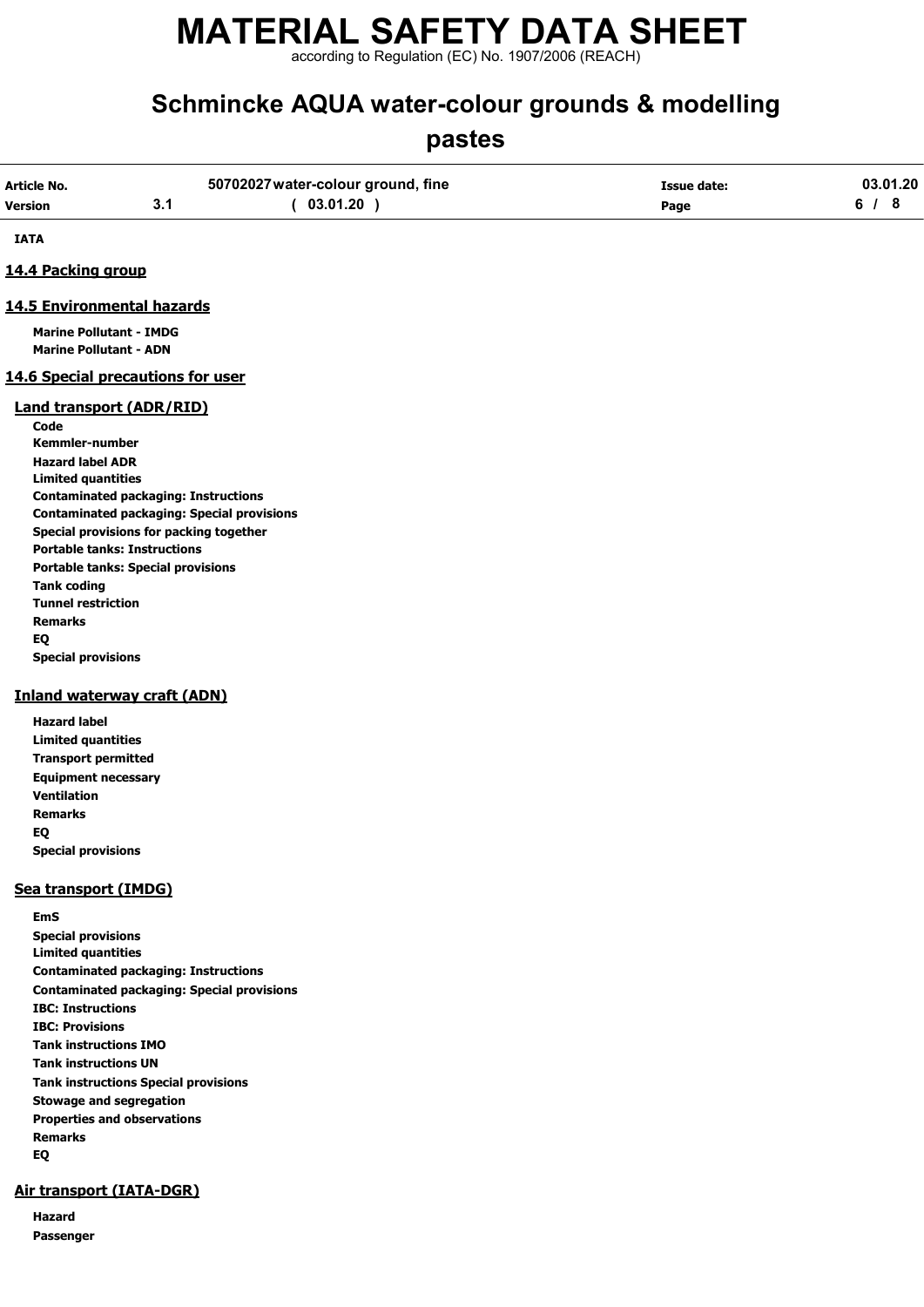**IATA**

## 14.4 Packing group

## 14.5 Environmental hazards

**Marine Pollutant - IMDG**
**Marine Pollutant - ADN**

## 14.6 Special precautions for user

### Land transport (ADR/RID)

**Code**
**Kemmler-number**
**Hazard label ADR**
**Limited quantities**
**Contaminated packaging: Instructions**
**Contaminated packaging: Special provisions**
**Special provisions for packing together**
**Portable tanks: Instructions**
**Portable tanks: Special provisions**
**Tank coding**
**Tunnel restriction**
**Remarks**
**EQ**
**Special provisions**

### Inland waterway craft (ADN)

**Hazard label**
**Limited quantities**
**Transport permitted**
**Equipment necessary**
**Ventilation**
**Remarks**
**EQ**
**Special provisions**

### Sea transport (IMDG)

**EmS**
**Special provisions**
**Limited quantities**
**Contaminated packaging: Instructions**
**Contaminated packaging: Special provisions**
**IBC: Instructions**
**IBC: Provisions**
**Tank instructions IMO**
**Tank instructions UN**
**Tank instructions Special provisions**
**Stowage and segregation**
**Properties and observations**
**Remarks**
**EQ**

### Air transport (IATA-DGR)

**Hazard**
**Passenger**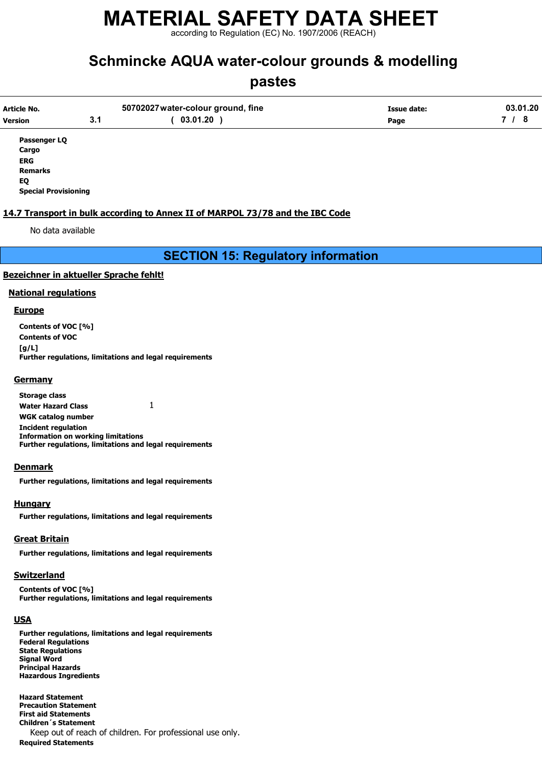**Passenger LQ**

**Cargo**

**ERG**

**Remarks**

**EQ**

**Special Provisioning**

## 14.7 Transport in bulk according to Annex II of MARPOL 73/78 and the IBC Code

No data available

# SECTION 15: Regulatory information

## Bezeichner in aktueller Sprache fehlt!

### National regulations

#### Europe

**Contents of VOC [%]**

**Contents of VOC [g/L]**

**Further regulations, limitations and legal requirements**

#### Germany

**Storage class**

**Water Hazard Class** 1

**WGK catalog number**

**Incident regulation**

**Information on working limitations**

**Further regulations, limitations and legal requirements**

#### Denmark

**Further regulations, limitations and legal requirements**

#### Hungary

**Further regulations, limitations and legal requirements**

#### Great Britain

**Further regulations, limitations and legal requirements**

#### Switzerland

**Contents of VOC [%]**

**Further regulations, limitations and legal requirements**

#### USA

**Further regulations, limitations and legal requirements**

**Federal Regulations**

**State Regulations**

**Signal Word**

**Principal Hazards**

**Hazardous Ingredients**

**Hazard Statement**

**Precaution Statement**

**First aid Statements**

**Children´s Statement**

Keep out of reach of children. For professional use only.

**Required Statements**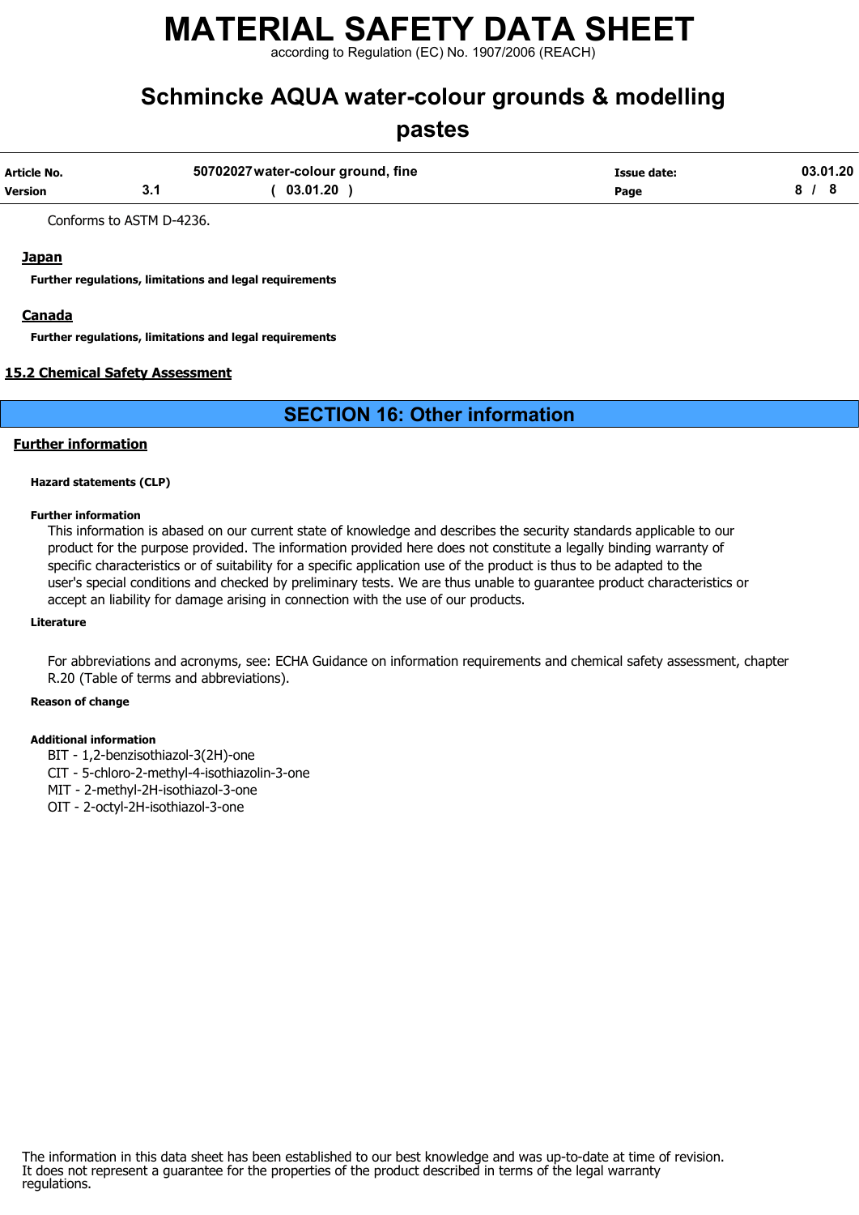Conforms to ASTM D-4236.

**Japan**

**Further regulations, limitations and legal requirements**

**Canada**

**Further regulations, limitations and legal requirements**

**15.2 Chemical Safety Assessment**

## SECTION 16: Other information

**Further information**

**Hazard statements (CLP)**

**Further information**

This information is abased on our current state of knowledge and describes the security standards applicable to our product for the purpose provided. The information provided here does not constitute a legally binding warranty of specific characteristics or of suitability for a specific application use of the product is thus to be adapted to the user's special conditions and checked by preliminary tests. We are thus unable to guarantee product characteristics or accept an liability for damage arising in connection with the use of our products.

**Literature**

For abbreviations and acronyms, see: ECHA Guidance on information requirements and chemical safety assessment, chapter R.20 (Table of terms and abbreviations).

**Reason of change**

**Additional information**

BIT - 1,2-benzisothiazol-3(2H)-one
CIT - 5-chloro-2-methyl-4-isothiazolin-3-one
MIT - 2-methyl-2H-isothiazol-3-one
OIT - 2-octyl-2H-isothiazol-3-one